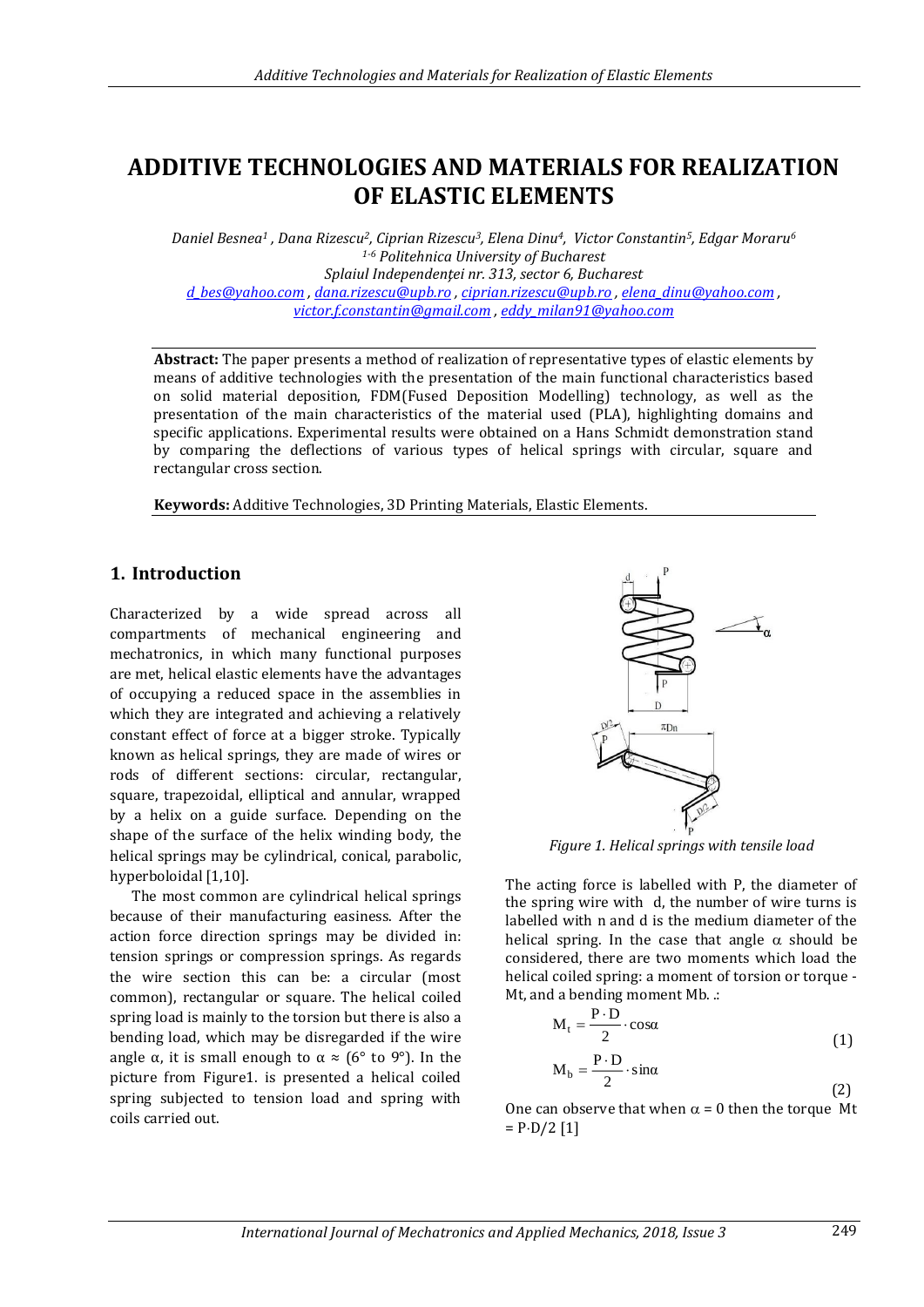# ADDITIVE TECHNOLOGIES AND MATERIALS FOR REALIZATION OF ELASTIC ELEMENTS

*Daniel Besnea[1] , Dana Rizescu[2], Ciprian Rizescu[3], Elena Dinu[4], Victor Constantin[5], Edgar Moraru[6]*
*[1-6] Politehnica University of Bucharest*
*Splaiul Independenței nr. 313, sector 6, Bucharest*
*d_bes@yahoo.com , dana.rizescu@upb.ro , ciprian.rizescu@upb.ro , elena_dinu@yahoo.com , victor.f.constantin@gmail.com , eddy_milan91@yahoo.com*

**Abstract:** The paper presents a method of realization of representative types of elastic elements by means of additive technologies with the presentation of the main functional characteristics based on solid material deposition, FDM(Fused Deposition Modelling) technology, as well as the presentation of the main characteristics of the material used (PLA), highlighting domains and specific applications. Experimental results were obtained on a Hans Schmidt demonstration stand by comparing the deflections of various types of helical springs with circular, square and rectangular cross section.

**Keywords:** Additive Technologies, 3D Printing Materials, Elastic Elements.

## 1. Introduction

Characterized by a wide spread across all compartments of mechanical engineering and mechatronics, in which many functional purposes are met, helical elastic elements have the advantages of occupying a reduced space in the assemblies in which they are integrated and achieving a relatively constant effect of force at a bigger stroke. Typically known as helical springs, they are made of wires or rods of different sections: circular, rectangular, square, trapezoidal, elliptical and annular, wrapped by a helix on a guide surface. Depending on the shape of the surface of the helix winding body, the helical springs may be cylindrical, conical, parabolic, hyperboloidal [1,10].

The most common are cylindrical helical springs because of their manufacturing easiness. After the action force direction springs may be divided in: tension springs or compression springs. As regards the wire section this can be: a circular (most common), rectangular or square. The helical coiled spring load is mainly to the torsion but there is also a bending load, which may be disregarded if the wire angle α, it is small enough to α ≈ (6° to 9°). In the picture from Figure1. is presented a helical coiled spring subjected to tension load and spring with coils carried out.

*Figure 1. Helical springs with tensile load*

The acting force is labelled with P, the diameter of the spring wire with d, the number of wire turns is labelled with n and d is the medium diameter of the helical spring. In the case that angle α should be considered, there are two moments which load the helical coiled spring: a moment of torsion or torque - Mt, and a bending moment Mb. .:

$$M_t = \frac{P \cdot D}{2} \cdot \cos\alpha \tag{1}$$

$$M_b = \frac{P \cdot D}{2} \cdot \sin\alpha \tag{2}$$

One can observe that when α = 0 then the torque Mt = P·D/2 [1]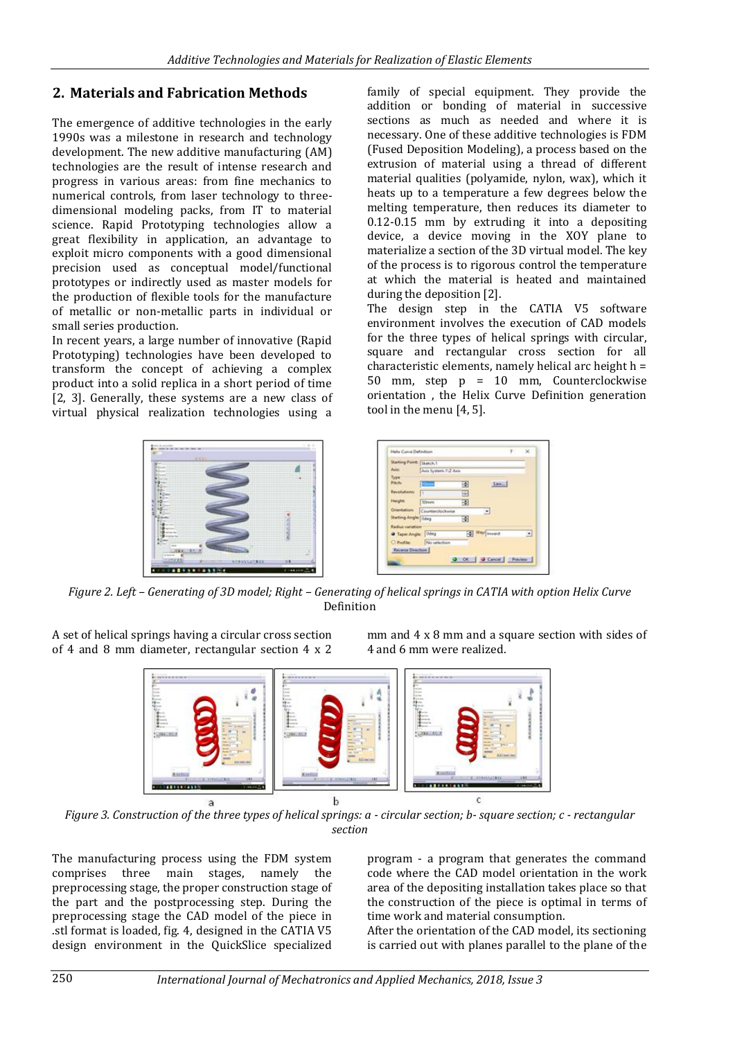## 2. Materials and Fabrication Methods

The emergence of additive technologies in the early 1990s was a milestone in research and technology development. The new additive manufacturing (AM) technologies are the result of intense research and progress in various areas: from fine mechanics to numerical controls, from laser technology to three-dimensional modeling packs, from IT to material science. Rapid Prototyping technologies allow a great flexibility in application, an advantage to exploit micro components with a good dimensional precision used as conceptual model/functional prototypes or indirectly used as master models for the production of flexible tools for the manufacture of metallic or non-metallic parts in individual or small series production.

In recent years, a large number of innovative (Rapid Prototyping) technologies have been developed to transform the concept of achieving a complex product into a solid replica in a short period of time [2, 3]. Generally, these systems are a new class of virtual physical realization technologies using a family of special equipment. They provide the addition or bonding of material in successive sections as much as needed and where it is necessary. One of these additive technologies is FDM (Fused Deposition Modeling), a process based on the extrusion of material using a thread of different material qualities (polyamide, nylon, wax), which it heats up to a temperature a few degrees below the melting temperature, then reduces its diameter to 0.12-0.15 mm by extruding it into a depositing device, a device moving in the XOY plane to materialize a section of the 3D virtual model. The key of the process is to rigorous control the temperature at which the material is heated and maintained during the deposition [2].

The design step in the CATIA V5 software environment involves the execution of CAD models for the three types of helical springs with circular, square and rectangular cross section for all characteristic elements, namely helical arc height h = 50 mm, step p = 10 mm, Counterclockwise orientation , the Helix Curve Definition generation tool in the menu [4, 5].

*Figure 2. Left – Generating of 3D model; Right – Generating of helical springs in CATIA with option Helix Curve* Definition

A set of helical springs having a circular cross section of 4 and 8 mm diameter, rectangular section 4 x 2 mm and 4 x 8 mm and a square section with sides of 4 and 6 mm were realized.

*Figure 3. Construction of the three types of helical springs: a - circular section; b- square section; c - rectangular section*

The manufacturing process using the FDM system comprises three main stages, namely the preprocessing stage, the proper construction stage of the part and the postprocessing step. During the preprocessing stage the CAD model of the piece in .stl format is loaded, fig. 4, designed in the CATIA V5 design environment in the QuickSlice specialized program - a program that generates the command code where the CAD model orientation in the work area of the depositing installation takes place so that the construction of the piece is optimal in terms of time work and material consumption.

After the orientation of the CAD model, its sectioning is carried out with planes parallel to the plane of the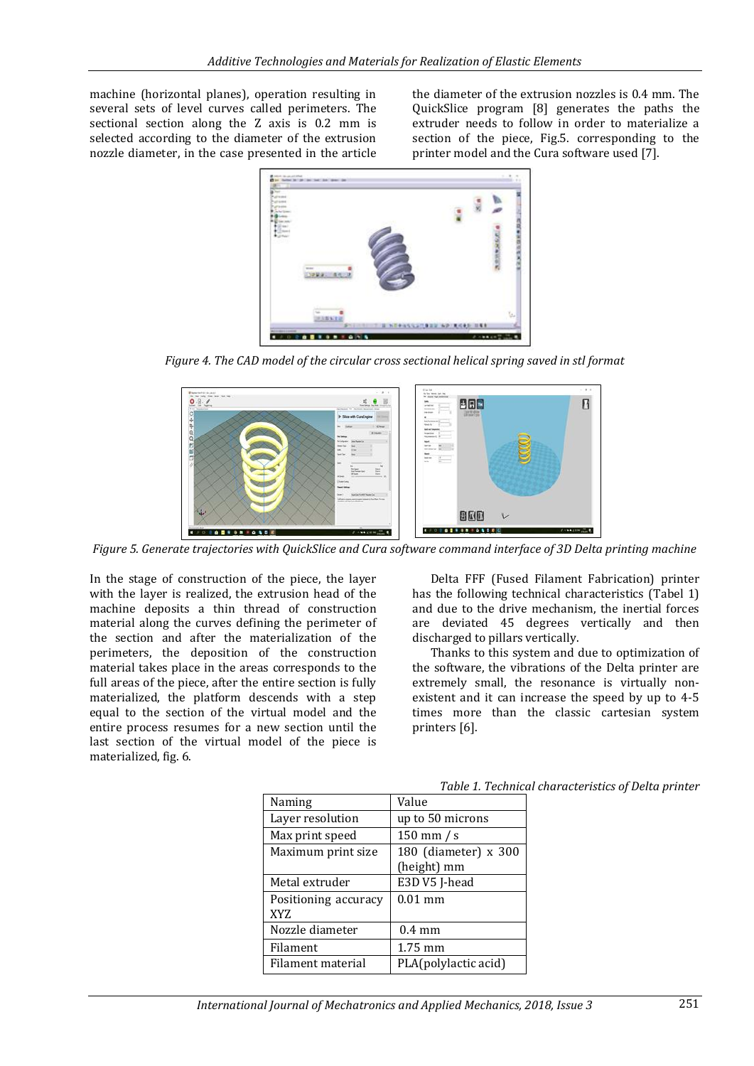machine (horizontal planes), operation resulting in several sets of level curves called perimeters. The sectional section along the Z axis is 0.2 mm is selected according to the diameter of the extrusion nozzle diameter, in the case presented in the article the diameter of the extrusion nozzles is 0.4 mm. The QuickSlice program [8] generates the paths the extruder needs to follow in order to materialize a section of the piece, Fig.5. corresponding to the printer model and the Cura software used [7].

*Figure 4. The CAD model of the circular cross sectional helical spring saved in stl format*

*Figure 5. Generate trajectories with QuickSlice and Cura software command interface of 3D Delta printing machine*

In the stage of construction of the piece, the layer with the layer is realized, the extrusion head of the machine deposits a thin thread of construction material along the curves defining the perimeter of the section and after the materialization of the perimeters, the deposition of the construction material takes place in the areas corresponds to the full areas of the piece, after the entire section is fully materialized, the platform descends with a step equal to the section of the virtual model and the entire process resumes for a new section until the last section of the virtual model of the piece is materialized, fig. 6.

Delta FFF (Fused Filament Fabrication) printer has the following technical characteristics (Tabel 1) and due to the drive mechanism, the inertial forces are deviated 45 degrees vertically and then discharged to pillars vertically.

Thanks to this system and due to optimization of the software, the vibrations of the Delta printer are extremely small, the resonance is virtually non-existent and it can increase the speed by up to 4-5 times more than the classic cartesian system printers [6].

*Table 1. Technical characteristics of Delta printer*

| Naming | Value |
|---|---|
| Layer resolution | up to 50 microns |
| Max print speed | 150 mm / s |
| Maximum print size | 180 (diameter) x 300 (height) mm |
| Metal extruder | E3D V5 J-head |
| Positioning accuracy XYZ | 0.01 mm |
| Nozzle diameter | 0.4 mm |
| Filament | 1.75 mm |
| Filament material | PLA(polylactic acid) |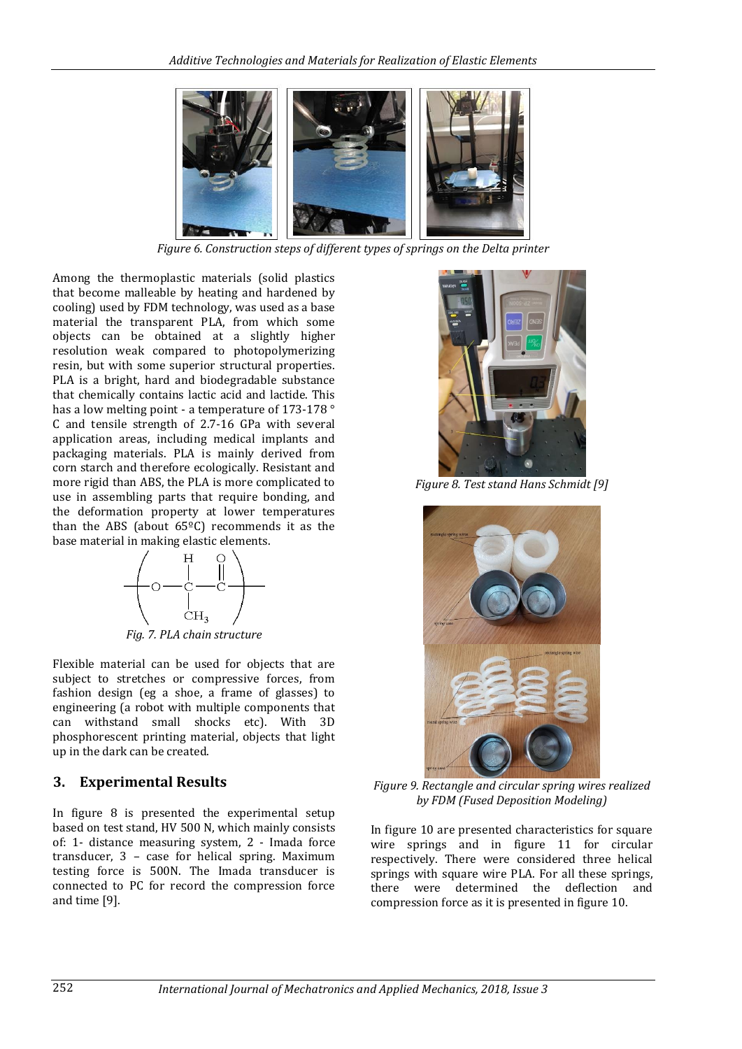Figure 6. Construction steps of different types of springs on the Delta printer

Among the thermoplastic materials (solid plastics that become malleable by heating and hardened by cooling) used by FDM technology, was used as a base material the transparent PLA, from which some objects can be obtained at a slightly higher resolution weak compared to photopolymerizing resin, but with some superior structural properties. PLA is a bright, hard and biodegradable substance that chemically contains lactic acid and lactide. This has a low melting point - a temperature of 173-178 ° C and tensile strength of 2.7-16 GPa with several application areas, including medical implants and packaging materials. PLA is mainly derived from corn starch and therefore ecologically. Resistant and more rigid than ABS, the PLA is more complicated to use in assembling parts that require bonding, and the deformation property at lower temperatures than the ABS (about 65ºC) recommends it as the base material in making elastic elements.

Fig. 7. PLA chain structure

Flexible material can be used for objects that are subject to stretches or compressive forces, from fashion design (eg a shoe, a frame of glasses) to engineering (a robot with multiple components that can withstand small shocks etc). With 3D phosphorescent printing material, objects that light up in the dark can be created.

## 3. Experimental Results

In figure 8 is presented the experimental setup based on test stand, HV 500 N, which mainly consists of: 1- distance measuring system, 2 - Imada force transducer, 3 – case for helical spring. Maximum testing force is 500N. The Imada transducer is connected to PC for record the compression force and time [9].

Figure 8. Test stand Hans Schmidt [9]

Figure 9. Rectangle and circular spring wires realized by FDM (Fused Deposition Modeling)

In figure 10 are presented characteristics for square wire springs and in figure 11 for circular respectively. There were considered three helical springs with square wire PLA. For all these springs, there were determined the deflection and compression force as it is presented in figure 10.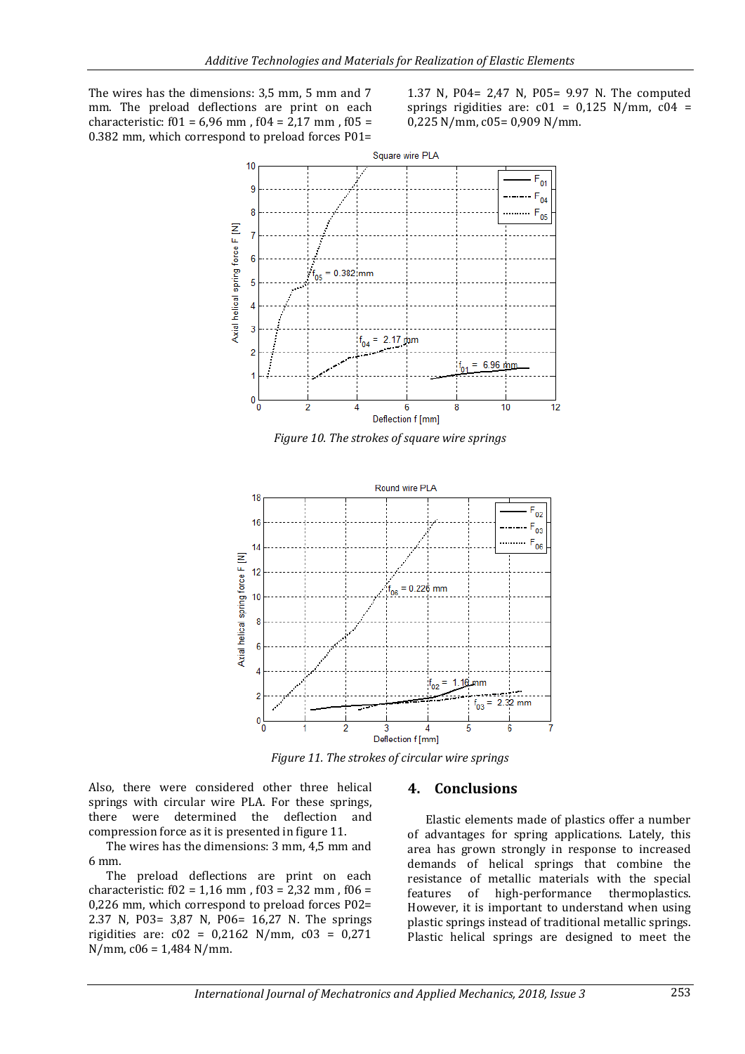The wires has the dimensions: 3,5 mm, 5 mm and 7 mm. The preload deflections are print on each characteristic: $f_{01}$ = 6,96 mm , $f_{04}$ = 2,17 mm , $f_{05}$ = 0.382 mm, which correspond to preload forces $P_{01}$= 1.37 N, $P_{04}$= 2,47 N, $P_{05}$= 9.97 N. The computed springs rigidities are: $c_{01}$ = 0,125 N/mm, $c_{04}$ = 0,225 N/mm, $c_{05}$= 0,909 N/mm.

*Figure 10. The strokes of square wire springs*

*Figure 11. The strokes of circular wire springs*

Also, there were considered other three helical springs with circular wire PLA. For these springs, there were determined the deflection and compression force as it is presented in figure 11.

The wires has the dimensions: 3 mm, 4,5 mm and 6 mm.

The preload deflections are print on each characteristic: $f_{02}$ = 1,16 mm , $f_{03}$ = 2,32 mm , $f_{06}$ = 0,226 mm, which correspond to preload forces $P_{02}$= 2.37 N, $P_{03}$= 3,87 N, $P_{06}$= 16,27 N. The springs rigidities are: $c_{02}$ = 0,2162 N/mm, $c_{03}$ = 0,271 N/mm, $c_{06}$ = 1,484 N/mm.

## 4. Conclusions

Elastic elements made of plastics offer a number of advantages for spring applications. Lately, this area has grown strongly in response to increased demands of helical springs that combine the resistance of metallic materials with the special features of high-performance thermoplastics. However, it is important to understand when using plastic springs instead of traditional metallic springs. Plastic helical springs are designed to meet the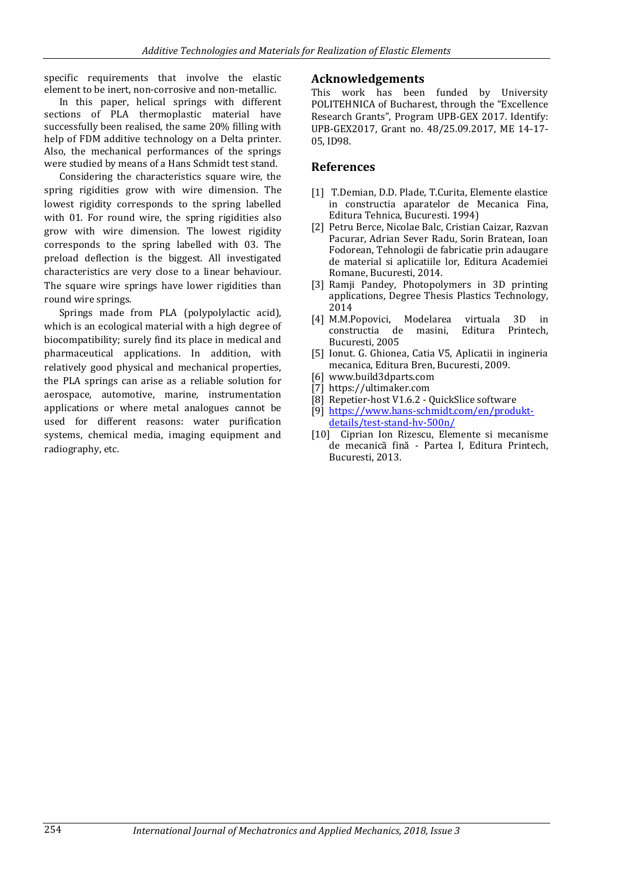specific requirements that involve the elastic element to be inert, non-corrosive and non-metallic.

In this paper, helical springs with different sections of PLA thermoplastic material have successfully been realised, the same 20% filling with help of FDM additive technology on a Delta printer. Also, the mechanical performances of the springs were studied by means of a Hans Schmidt test stand.

Considering the characteristics square wire, the spring rigidities grow with wire dimension. The lowest rigidity corresponds to the spring labelled with 01. For round wire, the spring rigidities also grow with wire dimension. The lowest rigidity corresponds to the spring labelled with 03. The preload deflection is the biggest. All investigated characteristics are very close to a linear behaviour. The square wire springs have lower rigidities than round wire springs.

Springs made from PLA (polypolylactic acid), which is an ecological material with a high degree of biocompatibility; surely find its place in medical and pharmaceutical applications. In addition, with relatively good physical and mechanical properties, the PLA springs can arise as a reliable solution for aerospace, automotive, marine, instrumentation applications or where metal analogues cannot be used for different reasons: water purification systems, chemical media, imaging equipment and radiography, etc.

## Acknowledgements

This work has been funded by University POLITEHNICA of Bucharest, through the "Excellence Research Grants", Program UPB-GEX 2017. Identify: UPB-GEX2017, Grant no. 48/25.09.2017, ME 14-17-05, ID98.

## References

[1] T.Demian, D.D. Plade, T.Curita, Elemente elastice in constructia aparatelor de Mecanica Fina, Editura Tehnica, Bucuresti. 1994)

[2] Petru Berce, Nicolae Balc, Cristian Caizar, Razvan Pacurar, Adrian Sever Radu, Sorin Bratean, Ioan Fodorean, Tehnologii de fabricatie prin adaugare de material si aplicatiile lor, Editura Academiei Romane, Bucuresti, 2014.

[3] Ramji Pandey, Photopolymers in 3D printing applications, Degree Thesis Plastics Technology, 2014

[4] M.M.Popovici, Modelarea virtuala 3D in constructia de masini, Editura Printech, Bucuresti, 2005

[5] Ionut. G. Ghionea, Catia V5, Aplicatii in ingineria mecanica, Editura Bren, Bucuresti, 2009.

[6] www.build3dparts.com

[7] https://ultimaker.com

[8] Repetier-host V1.6.2 - QuickSlice software

[9] https://www.hans-schmidt.com/en/produkt-details/test-stand-hv-500n/

[10] Ciprian Ion Rizescu, Elemente si mecanisme de mecanică fină - Partea I, Editura Printech, Bucuresti, 2013.